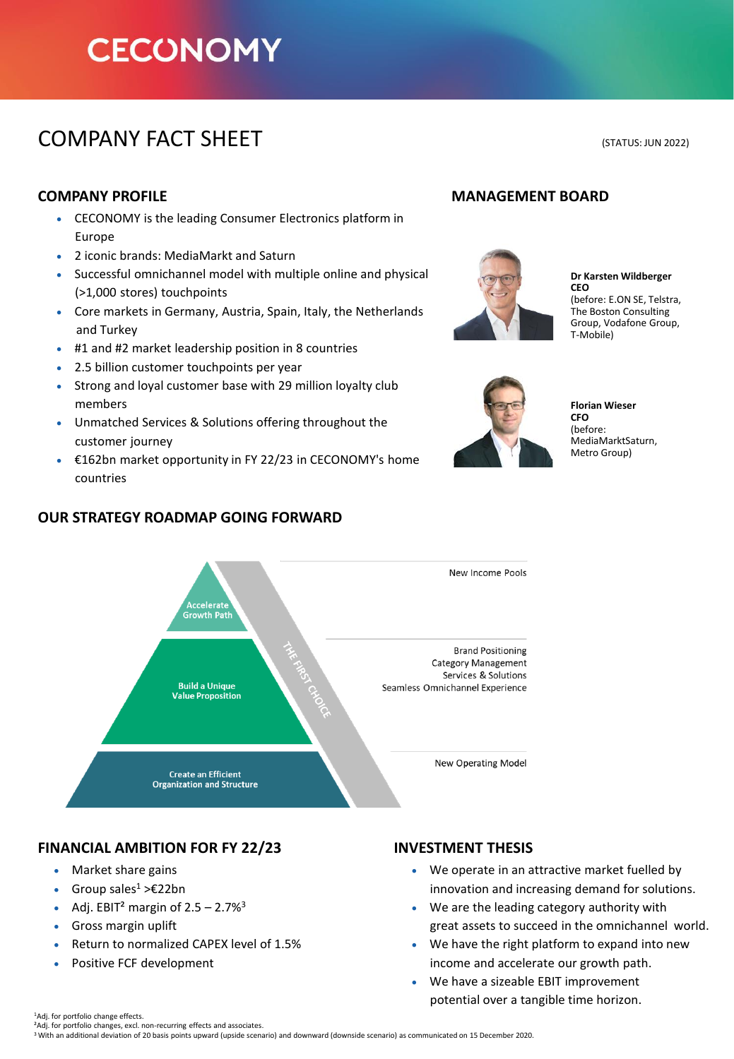# CECONOMY

## COMPANY FACT SHEET

(STATUS: JUN 2022)

### COMPANY PROFILE

- CECONOMY is the leading Consumer Electronics platform in Europe
- 2 iconic brands: MediaMarkt and Saturn
- Successful omnichannel model with multiple online and physical (>1,000 stores) touchpoints
- Core markets in Germany, Austria, Spain, Italy, the Netherlands and Turkey
- #1 and #2 market leadership position in 8 countries
- 2.5 billion customer touchpoints per year
- Strong and loyal customer base with 29 million loyalty club members
- Unmatched Services & Solutions offering throughout the customer journey
- €162bn market opportunity in FY 22/23 in CECONOMY's home countries

### MANAGEMENT BOARD

**Dr Karsten Wildberger**
**CEO**
(before: E.ON SE, Telstra, The Boston Consulting Group, Vodafone Group, T-Mobile)

**Florian Wieser**
**CFO**
(before: MediaMarktSaturn, Metro Group)

### OUR STRATEGY ROADMAP GOING FORWARD

THE FIRST CHOICE

- **Accelerate Growth Path** – New Income Pools
- **Build a Unique Value Proposition** – Brand Positioning, Category Management, Services & Solutions, Seamless Omnichannel Experience
- **Create an Efficient Organization and Structure** – New Operating Model

### FINANCIAL AMBITION FOR FY 22/23

- Market share gains
- Group sales[1] >€22bn
- Adj. EBIT[2] margin of 2.5 – 2.7%[3]
- Gross margin uplift
- Return to normalized CAPEX level of 1.5%
- Positive FCF development

### INVESTMENT THESIS

- We operate in an attractive market fuelled by innovation and increasing demand for solutions.
- We are the leading category authority with great assets to succeed in the omnichannel world.
- We have the right platform to expand into new income and accelerate our growth path.
- We have a sizeable EBIT improvement potential over a tangible time horizon.

[1]Adj. for portfolio change effects.
[2]Adj. for portfolio changes, excl. non-recurring effects and associates.
[3] With an additional deviation of 20 basis points upward (upside scenario) and downward (downside scenario) as communicated on 15 December 2020.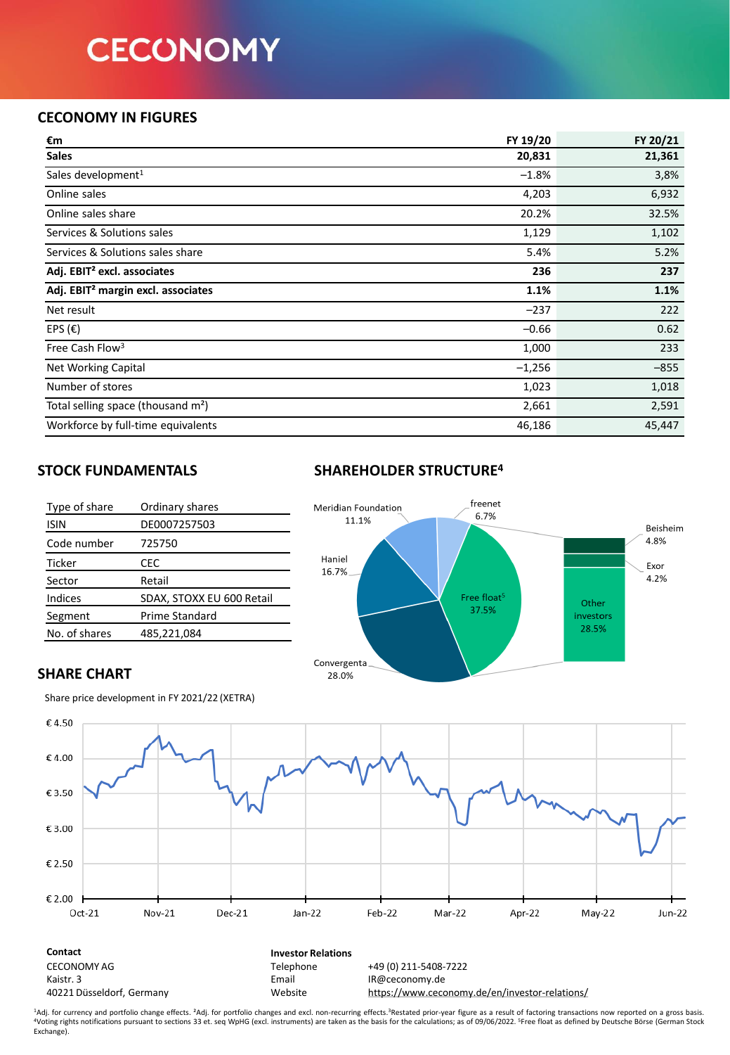# CECONOMY

## CECONOMY IN FIGURES

| €m | FY 19/20 | FY 20/21 |
|---|---|---|
| **Sales** | **20,831** | **21,361** |
| Sales development[1] | −1.8% | 3,8% |
| Online sales | 4,203 | 6,932 |
| Online sales share | 20.2% | 32.5% |
| Services & Solutions sales | 1,129 | 1,102 |
| Services & Solutions sales share | 5.4% | 5.2% |
| **Adj. EBIT[2] excl. associates** | **236** | **237** |
| **Adj. EBIT[2] margin excl. associates** | **1.1%** | **1.1%** |
| Net result | −237 | 222 |
| EPS (€) | −0.66 | 0.62 |
| Free Cash Flow[3] | 1,000 | 233 |
| Net Working Capital | −1,256 | −855 |
| Number of stores | 1,023 | 1,018 |
| Total selling space (thousand m²) | 2,661 | 2,591 |
| Workforce by full-time equivalents | 46,186 | 45,447 |

## STOCK FUNDAMENTALS

| | |
|---|---|
| Type of share | Ordinary shares |
| ISIN | DE0007257503 |
| Code number | 725750 |
| Ticker | CEC |
| Sector | Retail |
| Indices | SDAX, STOXX EU 600 Retail |
| Segment | Prime Standard |
| No. of shares | 485,221,084 |

## SHAREHOLDER STRUCTURE[4]

Meridian Foundation 11.1%
freenet 6.7%
Haniel 16.7%
Free float[5] 37.5%
Convergenta 28.0%
Beisheim 4.8%
Exor 4.2%
Other investors 28.5%

## SHARE CHART

Share price development in FY 2021/22 (XETRA)

€ 4.50
€ 4.00
€ 3.50
€ 3.00
€ 2.50
€ 2.00

Oct-21 Nov-21 Dec-21 Jan-22 Feb-22 Mar-22 Apr-22 May-22 Jun-22

**Contact**
CECONOMY AG
Kaistr. 3
40221 Düsseldorf, Germany

**Investor Relations**

| | |
|---|---|
| Telephone | +49 (0) 211-5408-7222 |
| Email | IR@ceconomy.de |
| Website | https://www.ceconomy.de/en/investor-relations/ |

[1]Adj. for currency and portfolio change effects. [2]Adj. for portfolio changes and excl. non-recurring effects. [3]Restated prior-year figure as a result of factoring transactions now reported on a gross basis. [4]Voting rights notifications pursuant to sections 33 et. seq WpHG (excl. instruments) are taken as the basis for the calculations; as of 09/06/2022. [5]Free float as defined by Deutsche Börse (German Stock Exchange).